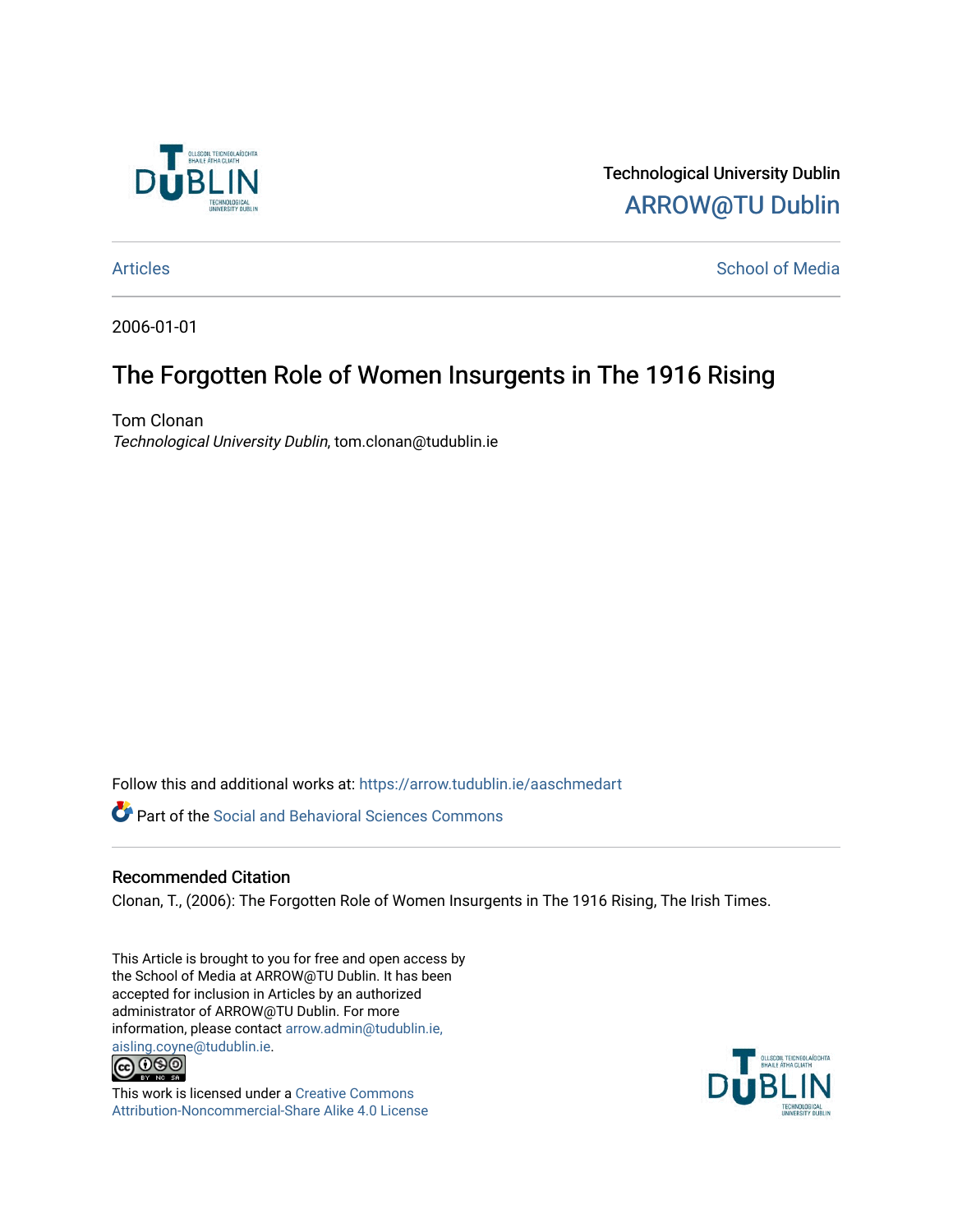Technological University Dublin

ARROW@TU Dublin

Articles | School of Media

2006-01-01

# The Forgotten Role of Women Insurgents in The 1916 Rising

Tom Clonan

*Technological University Dublin*, tom.clonan@tudublin.ie

Follow this and additional works at: https://arrow.tudublin.ie/aaschmedart

Part of the Social and Behavioral Sciences Commons

## Recommended Citation

Clonan, T., (2006): The Forgotten Role of Women Insurgents in The 1916 Rising, The Irish Times.

This Article is brought to you for free and open access by the School of Media at ARROW@TU Dublin. It has been accepted for inclusion in Articles by an authorized administrator of ARROW@TU Dublin. For more information, please contact arrow.admin@tudublin.ie, aisling.coyne@tudublin.ie.

This work is licensed under a Creative Commons Attribution-Noncommercial-Share Alike 4.0 License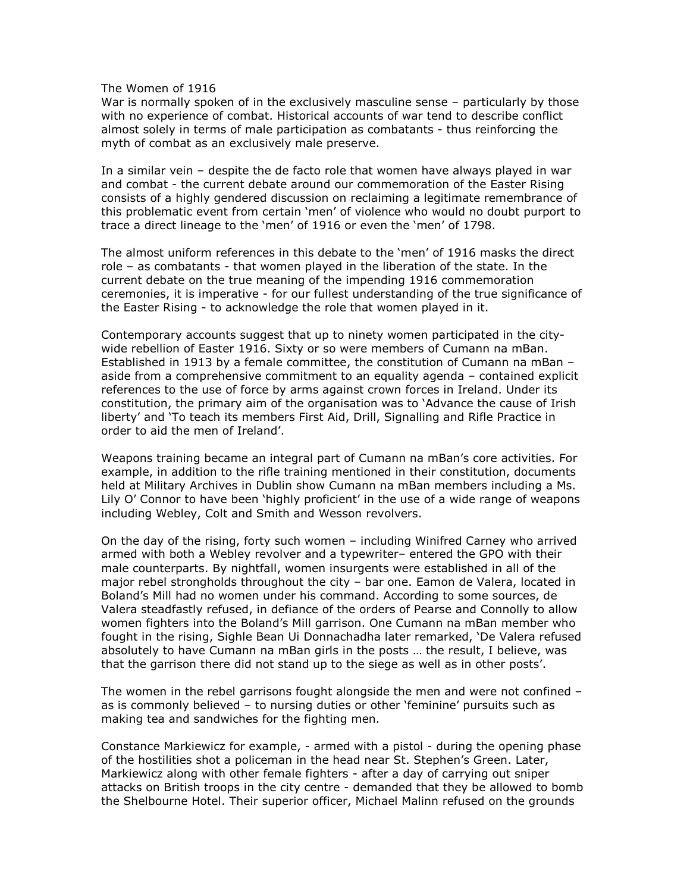# The Women of 1916

War is normally spoken of in the exclusively masculine sense – particularly by those with no experience of combat. Historical accounts of war tend to describe conflict almost solely in terms of male participation as combatants - thus reinforcing the myth of combat as an exclusively male preserve.

In a similar vein – despite the de facto role that women have always played in war and combat - the current debate around our commemoration of the Easter Rising consists of a highly gendered discussion on reclaiming a legitimate remembrance of this problematic event from certain 'men' of violence who would no doubt purport to trace a direct lineage to the 'men' of 1916 or even the 'men' of 1798.

The almost uniform references in this debate to the 'men' of 1916 masks the direct role – as combatants - that women played in the liberation of the state. In the current debate on the true meaning of the impending 1916 commemoration ceremonies, it is imperative - for our fullest understanding of the true significance of the Easter Rising - to acknowledge the role that women played in it.

Contemporary accounts suggest that up to ninety women participated in the city-wide rebellion of Easter 1916. Sixty or so were members of Cumann na mBan. Established in 1913 by a female committee, the constitution of Cumann na mBan – aside from a comprehensive commitment to an equality agenda – contained explicit references to the use of force by arms against crown forces in Ireland. Under its constitution, the primary aim of the organisation was to 'Advance the cause of Irish liberty' and 'To teach its members First Aid, Drill, Signalling and Rifle Practice in order to aid the men of Ireland'.

Weapons training became an integral part of Cumann na mBan's core activities. For example, in addition to the rifle training mentioned in their constitution, documents held at Military Archives in Dublin show Cumann na mBan members including a Ms. Lily O' Connor to have been 'highly proficient' in the use of a wide range of weapons including Webley, Colt and Smith and Wesson revolvers.

On the day of the rising, forty such women – including Winifred Carney who arrived armed with both a Webley revolver and a typewriter– entered the GPO with their male counterparts. By nightfall, women insurgents were established in all of the major rebel strongholds throughout the city – bar one. Eamon de Valera, located in Boland's Mill had no women under his command. According to some sources, de Valera steadfastly refused, in defiance of the orders of Pearse and Connolly to allow women fighters into the Boland's Mill garrison. One Cumann na mBan member who fought in the rising, Sighle Bean Ui Donnachadha later remarked, 'De Valera refused absolutely to have Cumann na mBan girls in the posts … the result, I believe, was that the garrison there did not stand up to the siege as well as in other posts'.

The women in the rebel garrisons fought alongside the men and were not confined – as is commonly believed – to nursing duties or other 'feminine' pursuits such as making tea and sandwiches for the fighting men.

Constance Markiewicz for example, - armed with a pistol - during the opening phase of the hostilities shot a policeman in the head near St. Stephen's Green. Later, Markiewicz along with other female fighters - after a day of carrying out sniper attacks on British troops in the city centre - demanded that they be allowed to bomb the Shelbourne Hotel. Their superior officer, Michael Malinn refused on the grounds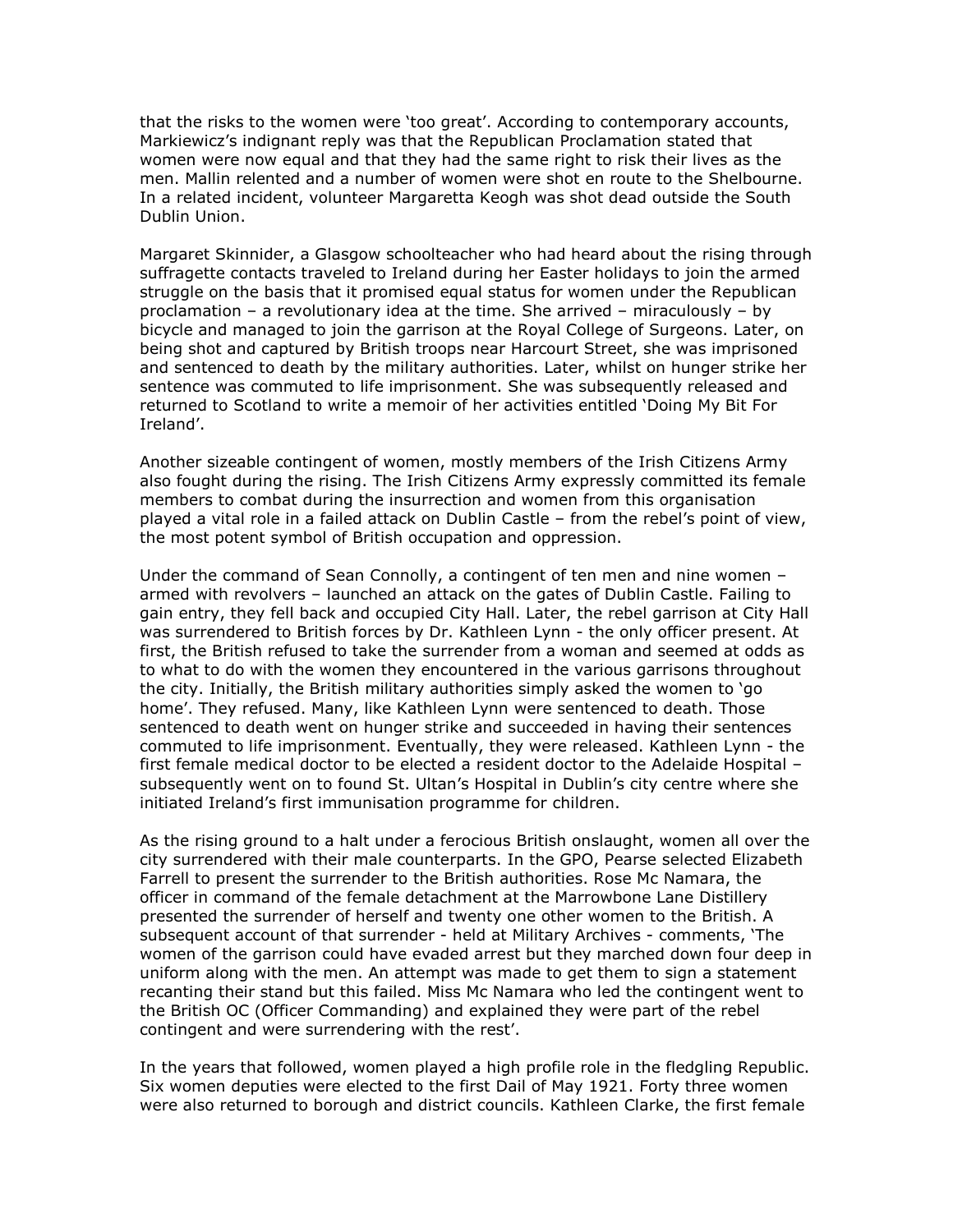that the risks to the women were 'too great'. According to contemporary accounts, Markiewicz's indignant reply was that the Republican Proclamation stated that women were now equal and that they had the same right to risk their lives as the men. Mallin relented and a number of women were shot en route to the Shelbourne. In a related incident, volunteer Margaretta Keogh was shot dead outside the South Dublin Union.

Margaret Skinnider, a Glasgow schoolteacher who had heard about the rising through suffragette contacts traveled to Ireland during her Easter holidays to join the armed struggle on the basis that it promised equal status for women under the Republican proclamation – a revolutionary idea at the time. She arrived – miraculously – by bicycle and managed to join the garrison at the Royal College of Surgeons. Later, on being shot and captured by British troops near Harcourt Street, she was imprisoned and sentenced to death by the military authorities. Later, whilst on hunger strike her sentence was commuted to life imprisonment. She was subsequently released and returned to Scotland to write a memoir of her activities entitled 'Doing My Bit For Ireland'.

Another sizeable contingent of women, mostly members of the Irish Citizens Army also fought during the rising. The Irish Citizens Army expressly committed its female members to combat during the insurrection and women from this organisation played a vital role in a failed attack on Dublin Castle – from the rebel's point of view, the most potent symbol of British occupation and oppression.

Under the command of Sean Connolly, a contingent of ten men and nine women – armed with revolvers – launched an attack on the gates of Dublin Castle. Failing to gain entry, they fell back and occupied City Hall. Later, the rebel garrison at City Hall was surrendered to British forces by Dr. Kathleen Lynn - the only officer present. At first, the British refused to take the surrender from a woman and seemed at odds as to what to do with the women they encountered in the various garrisons throughout the city. Initially, the British military authorities simply asked the women to 'go home'. They refused. Many, like Kathleen Lynn were sentenced to death. Those sentenced to death went on hunger strike and succeeded in having their sentences commuted to life imprisonment. Eventually, they were released. Kathleen Lynn - the first female medical doctor to be elected a resident doctor to the Adelaide Hospital – subsequently went on to found St. Ultan's Hospital in Dublin's city centre where she initiated Ireland's first immunisation programme for children.

As the rising ground to a halt under a ferocious British onslaught, women all over the city surrendered with their male counterparts. In the GPO, Pearse selected Elizabeth Farrell to present the surrender to the British authorities. Rose Mc Namara, the officer in command of the female detachment at the Marrowbone Lane Distillery presented the surrender of herself and twenty one other women to the British. A subsequent account of that surrender - held at Military Archives - comments, 'The women of the garrison could have evaded arrest but they marched down four deep in uniform along with the men. An attempt was made to get them to sign a statement recanting their stand but this failed. Miss Mc Namara who led the contingent went to the British OC (Officer Commanding) and explained they were part of the rebel contingent and were surrendering with the rest'.

In the years that followed, women played a high profile role in the fledgling Republic. Six women deputies were elected to the first Dail of May 1921. Forty three women were also returned to borough and district councils. Kathleen Clarke, the first female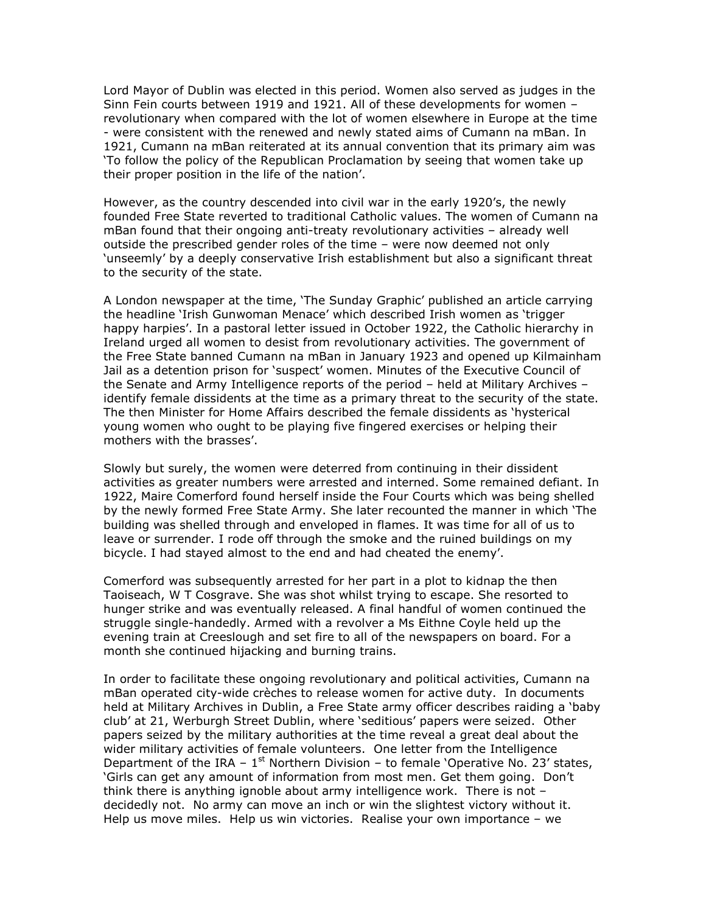Lord Mayor of Dublin was elected in this period. Women also served as judges in the Sinn Fein courts between 1919 and 1921. All of these developments for women – revolutionary when compared with the lot of women elsewhere in Europe at the time - were consistent with the renewed and newly stated aims of Cumann na mBan. In 1921, Cumann na mBan reiterated at its annual convention that its primary aim was 'To follow the policy of the Republican Proclamation by seeing that women take up their proper position in the life of the nation'.

However, as the country descended into civil war in the early 1920's, the newly founded Free State reverted to traditional Catholic values. The women of Cumann na mBan found that their ongoing anti-treaty revolutionary activities – already well outside the prescribed gender roles of the time – were now deemed not only 'unseemly' by a deeply conservative Irish establishment but also a significant threat to the security of the state.

A London newspaper at the time, 'The Sunday Graphic' published an article carrying the headline 'Irish Gunwoman Menace' which described Irish women as 'trigger happy harpies'. In a pastoral letter issued in October 1922, the Catholic hierarchy in Ireland urged all women to desist from revolutionary activities. The government of the Free State banned Cumann na mBan in January 1923 and opened up Kilmainham Jail as a detention prison for 'suspect' women. Minutes of the Executive Council of the Senate and Army Intelligence reports of the period – held at Military Archives – identify female dissidents at the time as a primary threat to the security of the state. The then Minister for Home Affairs described the female dissidents as 'hysterical young women who ought to be playing five fingered exercises or helping their mothers with the brasses'.

Slowly but surely, the women were deterred from continuing in their dissident activities as greater numbers were arrested and interned. Some remained defiant. In 1922, Maire Comerford found herself inside the Four Courts which was being shelled by the newly formed Free State Army. She later recounted the manner in which 'The building was shelled through and enveloped in flames. It was time for all of us to leave or surrender. I rode off through the smoke and the ruined buildings on my bicycle. I had stayed almost to the end and had cheated the enemy'.

Comerford was subsequently arrested for her part in a plot to kidnap the then Taoiseach, W T Cosgrave. She was shot whilst trying to escape. She resorted to hunger strike and was eventually released. A final handful of women continued the struggle single-handedly. Armed with a revolver a Ms Eithne Coyle held up the evening train at Creeslough and set fire to all of the newspapers on board. For a month she continued hijacking and burning trains.

In order to facilitate these ongoing revolutionary and political activities, Cumann na mBan operated city-wide crèches to release women for active duty. In documents held at Military Archives in Dublin, a Free State army officer describes raiding a 'baby club' at 21, Werburgh Street Dublin, where 'seditious' papers were seized. Other papers seized by the military authorities at the time reveal a great deal about the wider military activities of female volunteers. One letter from the Intelligence Department of the IRA – 1st Northern Division – to female 'Operative No. 23' states, 'Girls can get any amount of information from most men. Get them going. Don't think there is anything ignoble about army intelligence work. There is not – decidedly not. No army can move an inch or win the slightest victory without it. Help us move miles. Help us win victories. Realise your own importance – we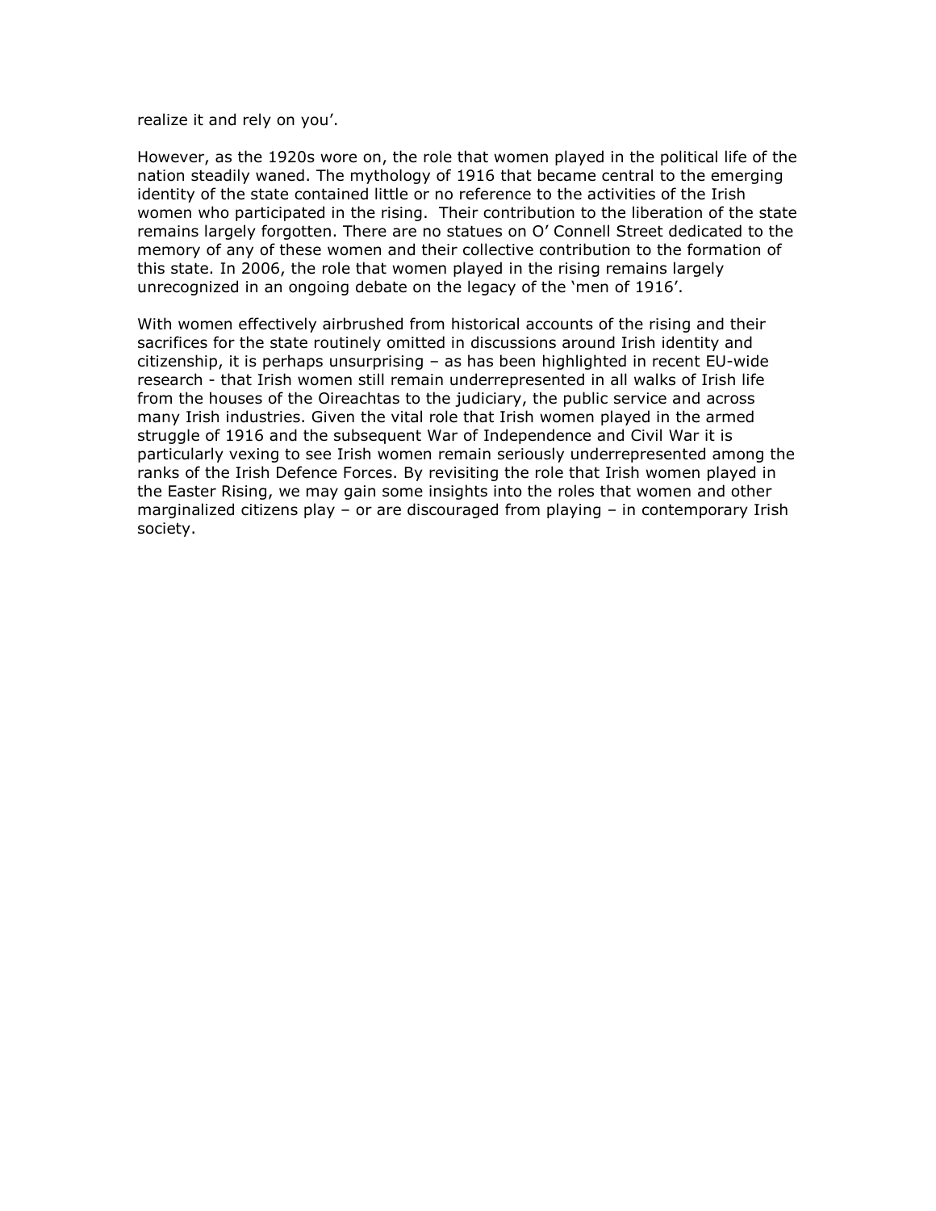realize it and rely on you'.

However, as the 1920s wore on, the role that women played in the political life of the nation steadily waned. The mythology of 1916 that became central to the emerging identity of the state contained little or no reference to the activities of the Irish women who participated in the rising. Their contribution to the liberation of the state remains largely forgotten. There are no statues on O' Connell Street dedicated to the memory of any of these women and their collective contribution to the formation of this state. In 2006, the role that women played in the rising remains largely unrecognized in an ongoing debate on the legacy of the 'men of 1916'.

With women effectively airbrushed from historical accounts of the rising and their sacrifices for the state routinely omitted in discussions around Irish identity and citizenship, it is perhaps unsurprising – as has been highlighted in recent EU-wide research - that Irish women still remain underrepresented in all walks of Irish life from the houses of the Oireachtas to the judiciary, the public service and across many Irish industries. Given the vital role that Irish women played in the armed struggle of 1916 and the subsequent War of Independence and Civil War it is particularly vexing to see Irish women remain seriously underrepresented among the ranks of the Irish Defence Forces. By revisiting the role that Irish women played in the Easter Rising, we may gain some insights into the roles that women and other marginalized citizens play – or are discouraged from playing – in contemporary Irish society.